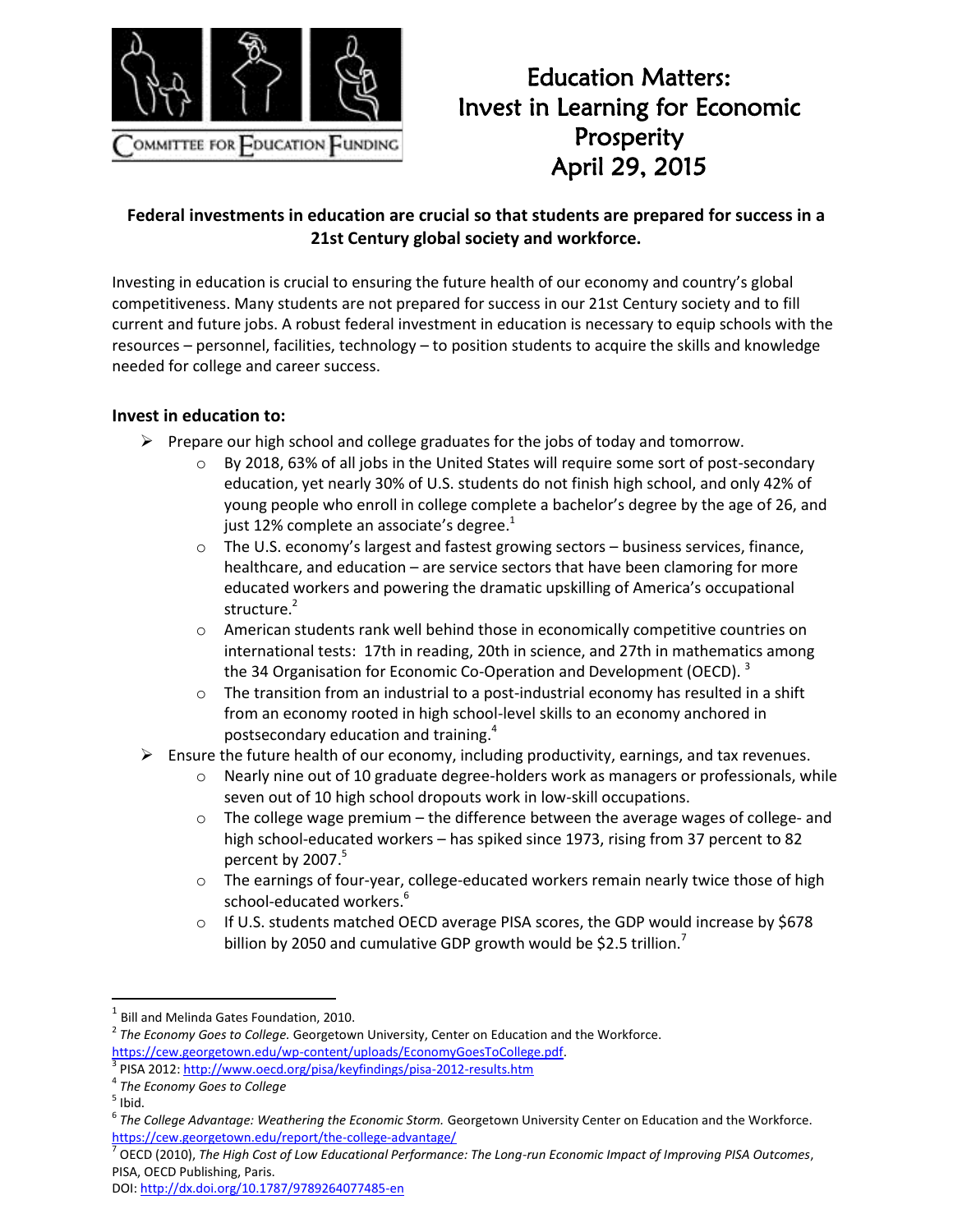COMMITTEE FOR EDUCATION FUNDING

# Education Matters: Invest in Learning for Economic Prosperity April 29, 2015

**Federal investments in education are crucial so that students are prepared for success in a 21st Century global society and workforce.**

Investing in education is crucial to ensuring the future health of our economy and country's global competitiveness. Many students are not prepared for success in our 21st Century society and to fill current and future jobs. A robust federal investment in education is necessary to equip schools with the resources – personnel, facilities, technology – to position students to acquire the skills and knowledge needed for college and career success.

## Invest in education to:

- Prepare our high school and college graduates for the jobs of today and tomorrow.
  - By 2018, 63% of all jobs in the United States will require some sort of post-secondary education, yet nearly 30% of U.S. students do not finish high school, and only 42% of young people who enroll in college complete a bachelor's degree by the age of 26, and just 12% complete an associate's degree.[1]
  - The U.S. economy's largest and fastest growing sectors – business services, finance, healthcare, and education – are service sectors that have been clamoring for more educated workers and powering the dramatic upskilling of America's occupational structure.[2]
  - American students rank well behind those in economically competitive countries on international tests: 17th in reading, 20th in science, and 27th in mathematics among the 34 Organisation for Economic Co-Operation and Development (OECD).[3]
  - The transition from an industrial to a post-industrial economy has resulted in a shift from an economy rooted in high school-level skills to an economy anchored in postsecondary education and training.[4]
- Ensure the future health of our economy, including productivity, earnings, and tax revenues.
  - Nearly nine out of 10 graduate degree-holders work as managers or professionals, while seven out of 10 high school dropouts work in low-skill occupations.
  - The college wage premium – the difference between the average wages of college- and high school-educated workers – has spiked since 1973, rising from 37 percent to 82 percent by 2007.[5]
  - The earnings of four-year, college-educated workers remain nearly twice those of high school-educated workers.[6]
  - If U.S. students matched OECD average PISA scores, the GDP would increase by $678 billion by 2050 and cumulative GDP growth would be $2.5 trillion.[7]

---

[1] Bill and Melinda Gates Foundation, 2010.

[2] *The Economy Goes to College.* Georgetown University, Center on Education and the Workforce. https://cew.georgetown.edu/wp-content/uploads/EconomyGoesToCollege.pdf.

[3] PISA 2012: http://www.oecd.org/pisa/keyfindings/pisa-2012-results.htm

[4] *The Economy Goes to College*

[5] Ibid.

[6] *The College Advantage: Weathering the Economic Storm.* Georgetown University Center on Education and the Workforce. https://cew.georgetown.edu/report/the-college-advantage/

[7] OECD (2010), *The High Cost of Low Educational Performance: The Long-run Economic Impact of Improving PISA Outcomes*, PISA, OECD Publishing, Paris. DOI: http://dx.doi.org/10.1787/9789264077485-en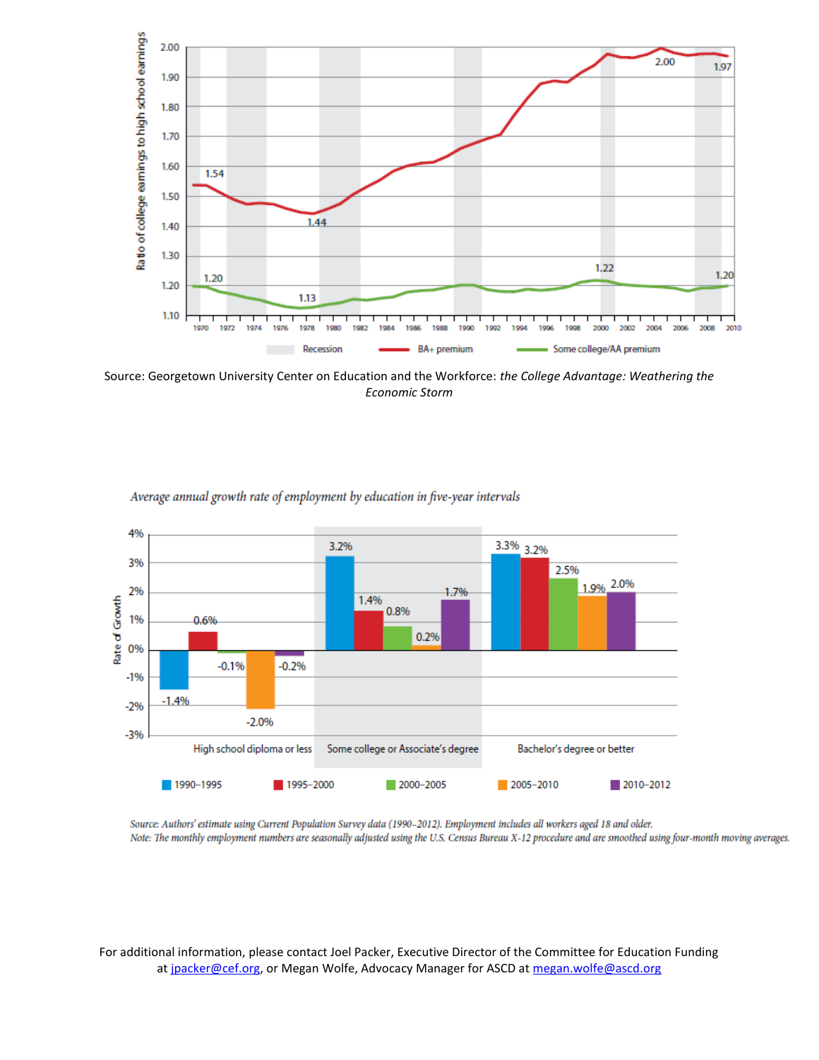2.00
1.90
1.80
1.70
1.60
1.50
1.40
1.30
1.20
1.10

Ratio of college earnings to high school earnings

1.54
1.44
2.00
1.97
1.20
1.13
1.22
1.20

1970 1972 1974 1976 1978 1980 1982 1984 1986 1988 1990 1992 1994 1996 1998 2000 2002 2004 2006 2008 2010

Recession
BA+ premium
Some college/AA premium

Source: Georgetown University Center on Education and the Workforce: *the College Advantage: Weathering the Economic Storm*

*Average annual growth rate of employment by education in five-year intervals*

4%
3%
2%
1%
0%
-1%
-2%
-3%

Rate of Growth

-1.4%
0.6%
-0.1%
-2.0%
-0.2%
3.2%
1.4%
0.8%
0.2%
1.7%
3.3%
3.2%
2.5%
1.9%
2.0%

High school diploma or less
Some college or Associate's degree
Bachelor's degree or better

1990–1995
1995–2000
2000–2005
2005–2010
2010–2012

*Source: Authors' estimate using Current Population Survey data (1990–2012). Employment includes all workers aged 18 and older.*
*Note: The monthly employment numbers are seasonally adjusted using the U.S. Census Bureau X-12 procedure and are smoothed using four-month moving averages.*

For additional information, please contact Joel Packer, Executive Director of the Committee for Education Funding at jpacker@cef.org, or Megan Wolfe, Advocacy Manager for ASCD at megan.wolfe@ascd.org